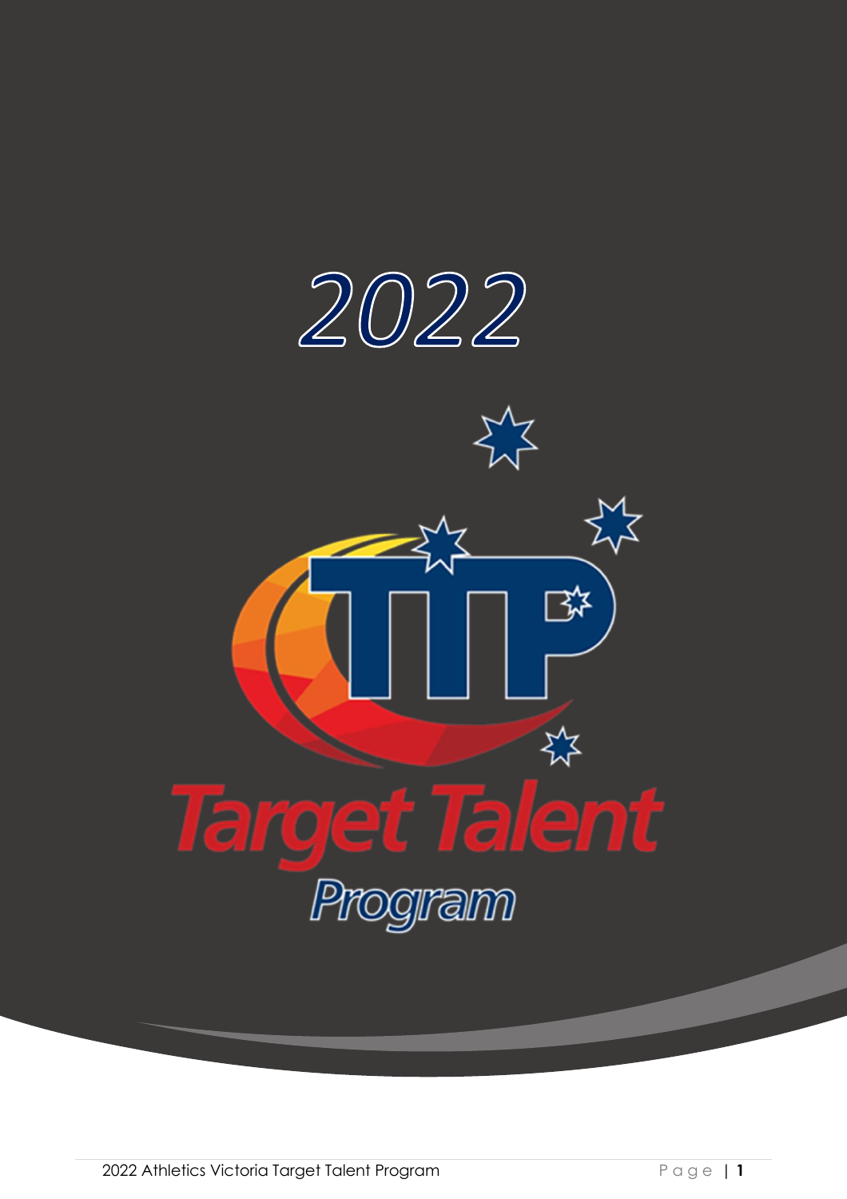# 2022

# Target Talent Program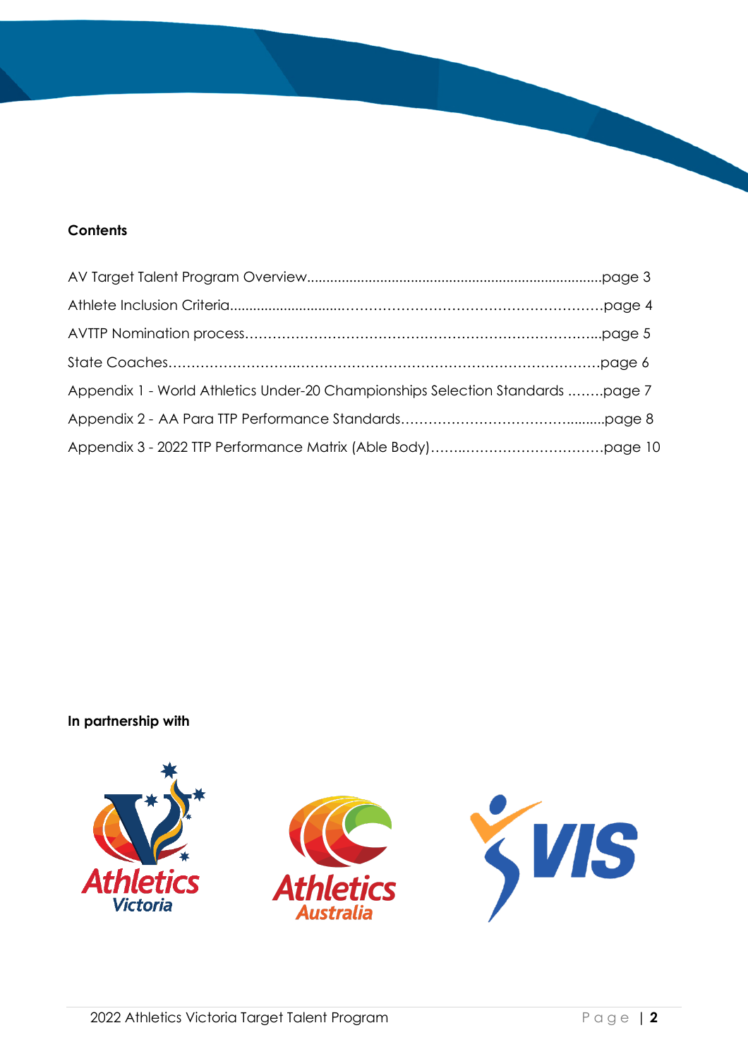**Contents**

AV Target Talent Program Overview....................................................................................page 3

Athlete Inclusion Criteria...............................……………………………………………………page 4

AVTTP Nomination process…………………………………………………………………...page 5

State Coaches…………………….……………………………………………………………page 6

Appendix 1 - World Athletics Under-20 Championships Selection Standards ……..page 7

Appendix 2 - AA Para TTP Performance Standards……………………………….........page 8

Appendix 3 - 2022 TTP Performance Matrix (Able Body)……..………………………….page 10

**In partnership with**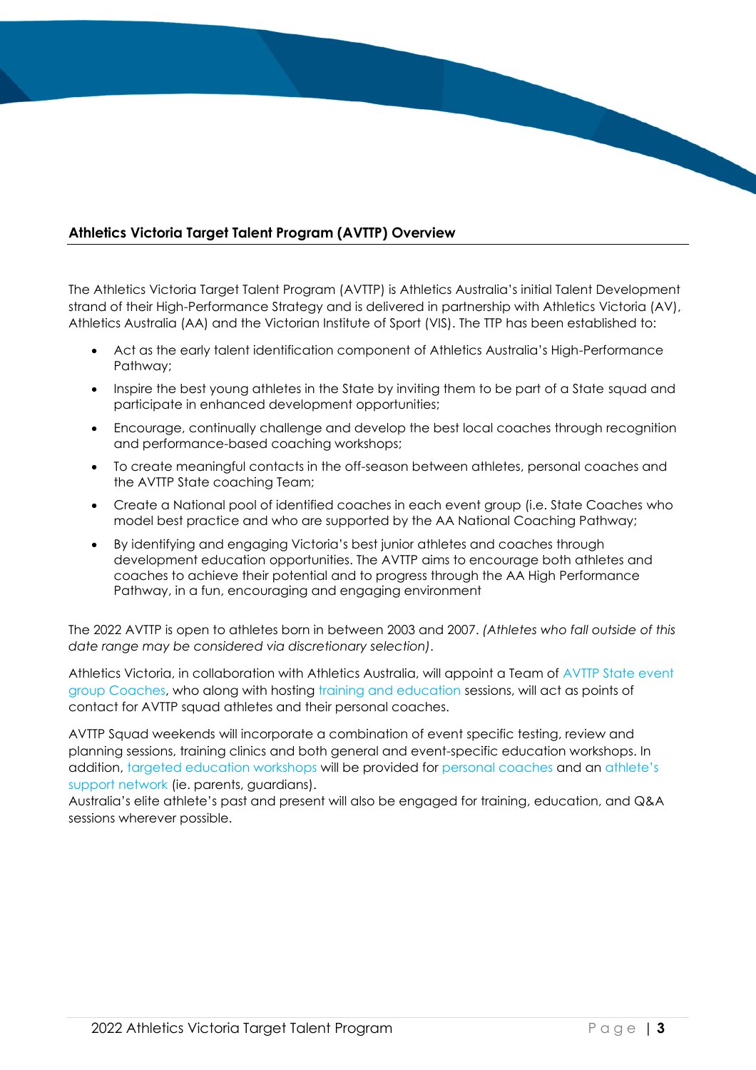## Athletics Victoria Target Talent Program (AVTTP) Overview

The Athletics Victoria Target Talent Program (AVTTP) is Athletics Australia's initial Talent Development strand of their High-Performance Strategy and is delivered in partnership with Athletics Victoria (AV), Athletics Australia (AA) and the Victorian Institute of Sport (VIS). The TTP has been established to:

- Act as the early talent identification component of Athletics Australia's High-Performance Pathway;
- Inspire the best young athletes in the State by inviting them to be part of a State squad and participate in enhanced development opportunities;
- Encourage, continually challenge and develop the best local coaches through recognition and performance-based coaching workshops;
- To create meaningful contacts in the off-season between athletes, personal coaches and the AVTTP State coaching Team;
- Create a National pool of identified coaches in each event group (i.e. State Coaches who model best practice and who are supported by the AA National Coaching Pathway;
- By identifying and engaging Victoria's best junior athletes and coaches through development education opportunities. The AVTTP aims to encourage both athletes and coaches to achieve their potential and to progress through the AA High Performance Pathway, in a fun, encouraging and engaging environment

The 2022 AVTTP is open to athletes born in between 2003 and 2007. *(Athletes who fall outside of this date range may be considered via discretionary selection)*.

Athletics Victoria, in collaboration with Athletics Australia, will appoint a Team of AVTTP State event group Coaches, who along with hosting training and education sessions, will act as points of contact for AVTTP squad athletes and their personal coaches.

AVTTP Squad weekends will incorporate a combination of event specific testing, review and planning sessions, training clinics and both general and event-specific education workshops. In addition, targeted education workshops will be provided for personal coaches and an athlete's support network (ie. parents, guardians).
Australia's elite athlete's past and present will also be engaged for training, education, and Q&A sessions wherever possible.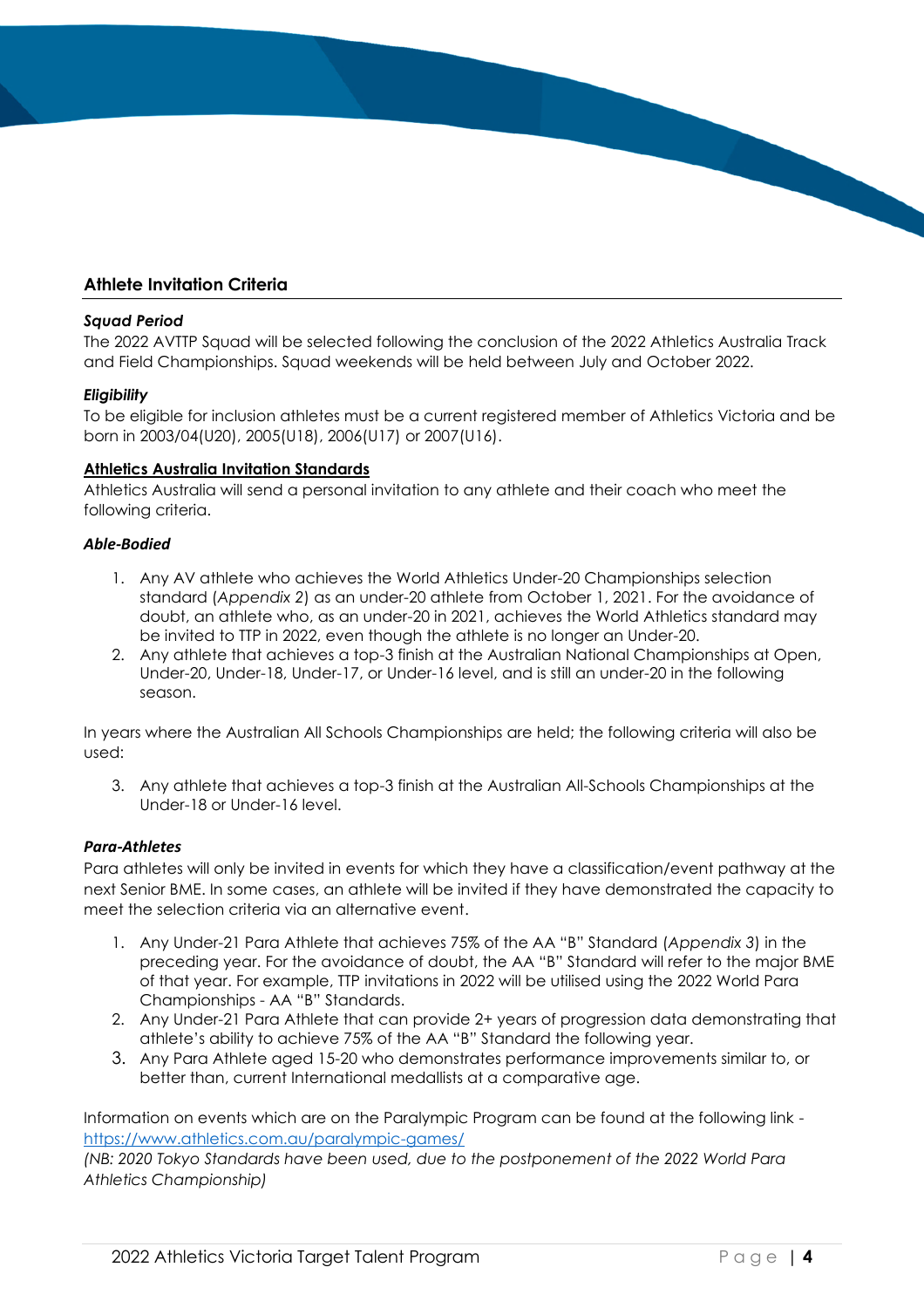## Athlete Invitation Criteria

***Squad Period***

The 2022 AVTTP Squad will be selected following the conclusion of the 2022 Athletics Australia Track and Field Championships. Squad weekends will be held between July and October 2022.

***Eligibility***

To be eligible for inclusion athletes must be a current registered member of Athletics Victoria and be born in 2003/04(U20), 2005(U18), 2006(U17) or 2007(U16).

**Athletics Australia Invitation Standards**

Athletics Australia will send a personal invitation to any athlete and their coach who meet the following criteria.

***Able-Bodied***

1. Any AV athlete who achieves the World Athletics Under-20 Championships selection standard (*Appendix* 2) as an under-20 athlete from October 1, 2021. For the avoidance of doubt, an athlete who, as an under-20 in 2021, achieves the World Athletics standard may be invited to TTP in 2022, even though the athlete is no longer an Under-20.
2. Any athlete that achieves a top-3 finish at the Australian National Championships at Open, Under-20, Under-18, Under-17, or Under-16 level, and is still an under-20 in the following season.

In years where the Australian All Schools Championships are held; the following criteria will also be used:

3. Any athlete that achieves a top-3 finish at the Australian All-Schools Championships at the Under-18 or Under-16 level.

***Para-Athletes***

Para athletes will only be invited in events for which they have a classification/event pathway at the next Senior BME. In some cases, an athlete will be invited if they have demonstrated the capacity to meet the selection criteria via an alternative event.

1. Any Under-21 Para Athlete that achieves 75% of the AA "B" Standard (*Appendix 3*) in the preceding year. For the avoidance of doubt, the AA "B" Standard will refer to the major BME of that year. For example, TTP invitations in 2022 will be utilised using the 2022 World Para Championships - AA "B" Standards.
2. Any Under-21 Para Athlete that can provide 2+ years of progression data demonstrating that athlete's ability to achieve 75% of the AA "B" Standard the following year.
3. Any Para Athlete aged 15-20 who demonstrates performance improvements similar to, or better than, current International medallists at a comparative age.

Information on events which are on the Paralympic Program can be found at the following link - https://www.athletics.com.au/paralympic-games/

*(NB: 2020 Tokyo Standards have been used, due to the postponement of the 2022 World Para Athletics Championship)*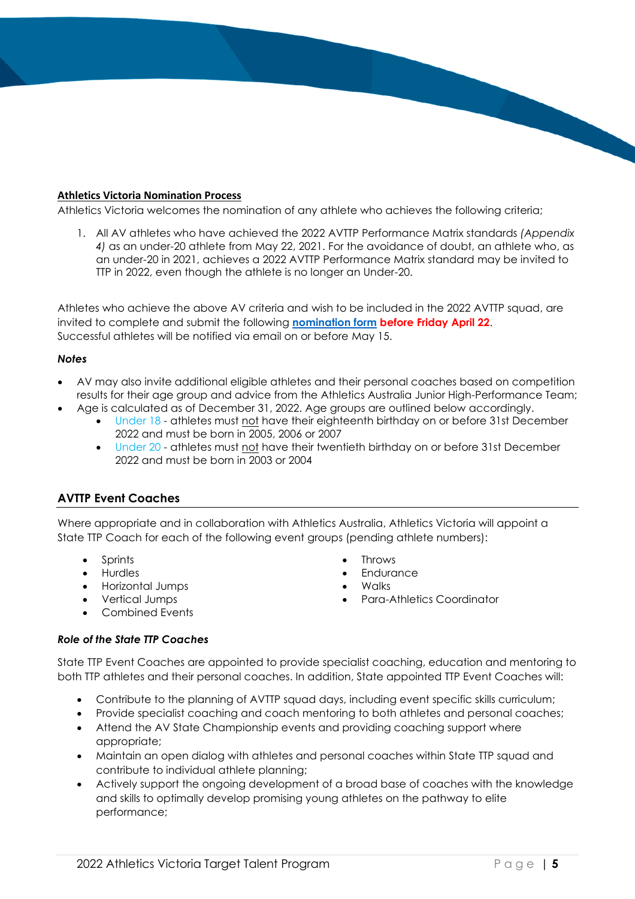## Athletics Victoria Nomination Process

Athletics Victoria welcomes the nomination of any athlete who achieves the following criteria;

1. All AV athletes who have achieved the 2022 AVTTP Performance Matrix standards *(Appendix 4)* as an under-20 athlete from May 22, 2021. For the avoidance of doubt, an athlete who, as an under-20 in 2021, achieves a 2022 AVTTP Performance Matrix standard may be invited to TTP in 2022, even though the athlete is no longer an Under-20.

Athletes who achieve the above AV criteria and wish to be included in the 2022 AVTTP squad, are invited to complete and submit the following **nomination form** **before Friday April 22**. Successful athletes will be notified via email on or before May 15.

***Notes***

- AV may also invite additional eligible athletes and their personal coaches based on competition results for their age group and advice from the Athletics Australia Junior High-Performance Team;
- Age is calculated as of December 31, 2022. Age groups are outlined below accordingly.
  - Under 18 - athletes must not have their eighteenth birthday on or before 31st December 2022 and must be born in 2005, 2006 or 2007
  - Under 20 - athletes must not have their twentieth birthday on or before 31st December 2022 and must be born in 2003 or 2004

## AVTTP Event Coaches

Where appropriate and in collaboration with Athletics Australia, Athletics Victoria will appoint a State TTP Coach for each of the following event groups (pending athlete numbers):

- Sprints
- Hurdles
- Horizontal Jumps
- Vertical Jumps
- Combined Events
- Throws
- Endurance
- Walks
- Para-Athletics Coordinator

***Role of the State TTP Coaches***

State TTP Event Coaches are appointed to provide specialist coaching, education and mentoring to both TTP athletes and their personal coaches. In addition, State appointed TTP Event Coaches will:

- Contribute to the planning of AVTTP squad days, including event specific skills curriculum;
- Provide specialist coaching and coach mentoring to both athletes and personal coaches;
- Attend the AV State Championship events and providing coaching support where appropriate;
- Maintain an open dialog with athletes and personal coaches within State TTP squad and contribute to individual athlete planning;
- Actively support the ongoing development of a broad base of coaches with the knowledge and skills to optimally develop promising young athletes on the pathway to elite performance;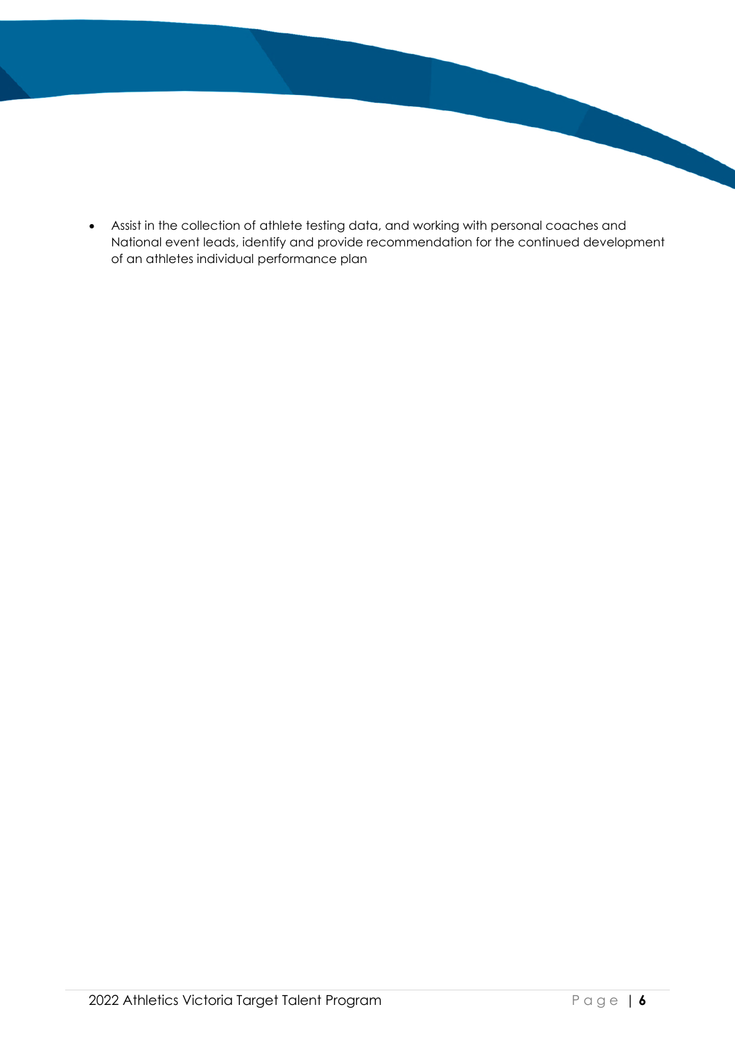- Assist in the collection of athlete testing data, and working with personal coaches and National event leads, identify and provide recommendation for the continued development of an athletes individual performance plan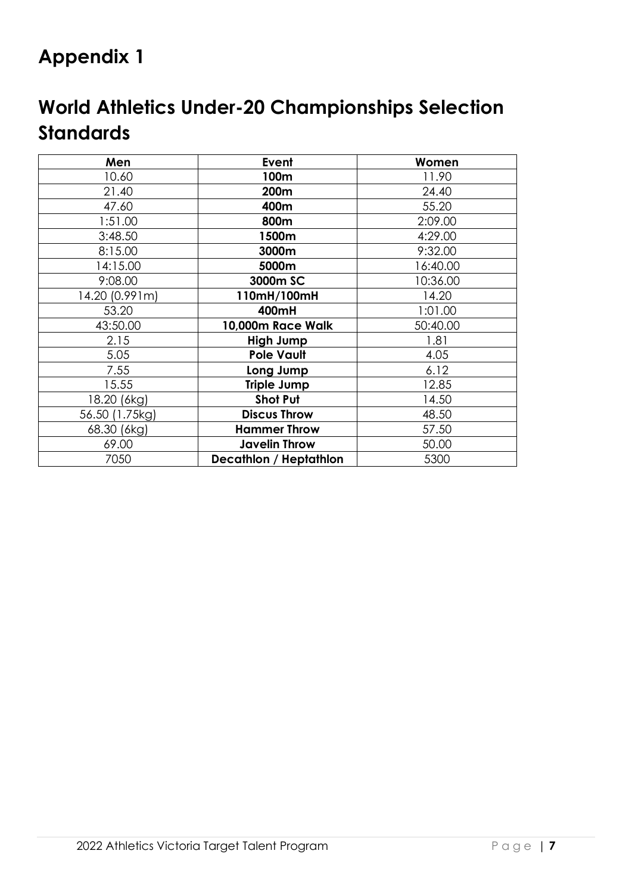# Appendix 1

# World Athletics Under-20 Championships Selection Standards

| Men | Event | Women |
|---|---|---|
| 10.60 | **100m** | 11.90 |
| 21.40 | **200m** | 24.40 |
| 47.60 | **400m** | 55.20 |
| 1:51.00 | **800m** | 2:09.00 |
| 3:48.50 | **1500m** | 4:29.00 |
| 8:15.00 | **3000m** | 9:32.00 |
| 14:15.00 | **5000m** | 16:40.00 |
| 9:08.00 | **3000m SC** | 10:36.00 |
| 14.20 (0.991m) | **110mH/100mH** | 14.20 |
| 53.20 | **400mH** | 1:01.00 |
| 43:50.00 | **10,000m Race Walk** | 50:40.00 |
| 2.15 | **High Jump** | 1.81 |
| 5.05 | **Pole Vault** | 4.05 |
| 7.55 | **Long Jump** | 6.12 |
| 15.55 | **Triple Jump** | 12.85 |
| 18.20 (6kg) | **Shot Put** | 14.50 |
| 56.50 (1.75kg) | **Discus Throw** | 48.50 |
| 68.30 (6kg) | **Hammer Throw** | 57.50 |
| 69.00 | **Javelin Throw** | 50.00 |
| 7050 | **Decathlon / Heptathlon** | 5300 |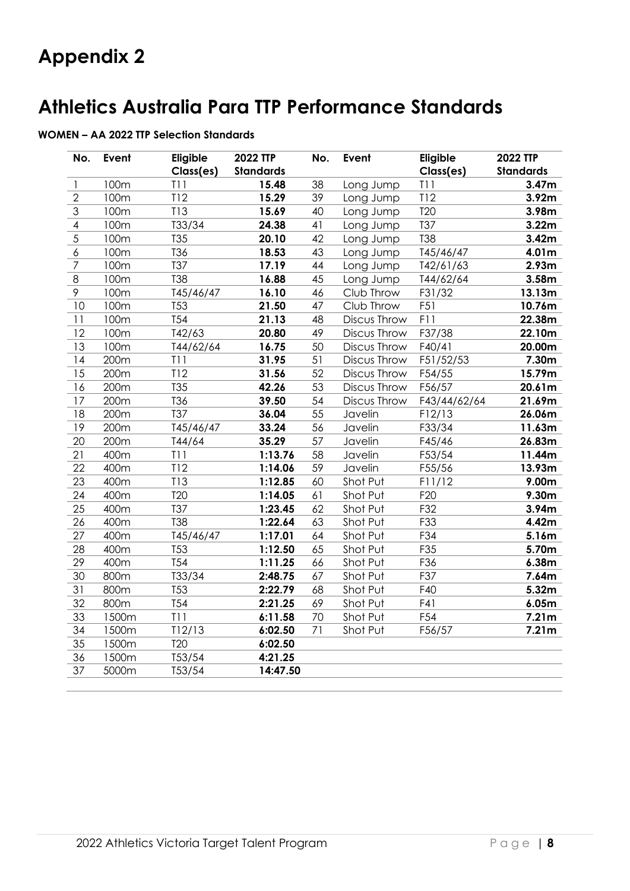# Appendix 2

# Athletics Australia Para TTP Performance Standards

**WOMEN – AA 2022 TTP Selection Standards**

| No. | Event | Eligible Class(es) | 2022 TTP Standards | No. | Event | Eligible Class(es) | 2022 TTP Standards |
|---|---|---|---|---|---|---|---|
| 1 | 100m | T11 | **15.48** | 38 | Long Jump | T11 | **3.47m** |
| 2 | 100m | T12 | **15.29** | 39 | Long Jump | T12 | **3.92m** |
| 3 | 100m | T13 | **15.69** | 40 | Long Jump | T20 | **3.98m** |
| 4 | 100m | T33/34 | **24.38** | 41 | Long Jump | T37 | **3.22m** |
| 5 | 100m | T35 | **20.10** | 42 | Long Jump | T38 | **3.42m** |
| 6 | 100m | T36 | **18.53** | 43 | Long Jump | T45/46/47 | **4.01m** |
| 7 | 100m | T37 | **17.19** | 44 | Long Jump | T42/61/63 | **2.93m** |
| 8 | 100m | T38 | **16.88** | 45 | Long Jump | T44/62/64 | **3.58m** |
| 9 | 100m | T45/46/47 | **16.10** | 46 | Club Throw | F31/32 | **13.13m** |
| 10 | 100m | T53 | **21.50** | 47 | Club Throw | F51 | **10.76m** |
| 11 | 100m | T54 | **21.13** | 48 | Discus Throw | F11 | **22.38m** |
| 12 | 100m | T42/63 | **20.80** | 49 | Discus Throw | F37/38 | **22.10m** |
| 13 | 100m | T44/62/64 | **16.75** | 50 | Discus Throw | F40/41 | **20.00m** |
| 14 | 200m | T11 | **31.95** | 51 | Discus Throw | F51/52/53 | **7.30m** |
| 15 | 200m | T12 | **31.56** | 52 | Discus Throw | F54/55 | **15.79m** |
| 16 | 200m | T35 | **42.26** | 53 | Discus Throw | F56/57 | **20.61m** |
| 17 | 200m | T36 | **39.50** | 54 | Discus Throw | F43/44/62/64 | **21.69m** |
| 18 | 200m | T37 | **36.04** | 55 | Javelin | F12/13 | **26.06m** |
| 19 | 200m | T45/46/47 | **33.24** | 56 | Javelin | F33/34 | **11.63m** |
| 20 | 200m | T44/64 | **35.29** | 57 | Javelin | F45/46 | **26.83m** |
| 21 | 400m | T11 | **1:13.76** | 58 | Javelin | F53/54 | **11.44m** |
| 22 | 400m | T12 | **1:14.06** | 59 | Javelin | F55/56 | **13.93m** |
| 23 | 400m | T13 | **1:12.85** | 60 | Shot Put | F11/12 | **9.00m** |
| 24 | 400m | T20 | **1:14.05** | 61 | Shot Put | F20 | **9.30m** |
| 25 | 400m | T37 | **1:23.45** | 62 | Shot Put | F32 | **3.94m** |
| 26 | 400m | T38 | **1:22.64** | 63 | Shot Put | F33 | **4.42m** |
| 27 | 400m | T45/46/47 | **1:17.01** | 64 | Shot Put | F34 | **5.16m** |
| 28 | 400m | T53 | **1:12.50** | 65 | Shot Put | F35 | **5.70m** |
| 29 | 400m | T54 | **1:11.25** | 66 | Shot Put | F36 | **6.38m** |
| 30 | 800m | T33/34 | **2:48.75** | 67 | Shot Put | F37 | **7.64m** |
| 31 | 800m | T53 | **2:22.79** | 68 | Shot Put | F40 | **5.32m** |
| 32 | 800m | T54 | **2:21.25** | 69 | Shot Put | F41 | **6.05m** |
| 33 | 1500m | T11 | **6:11.58** | 70 | Shot Put | F54 | **7.21m** |
| 34 | 1500m | T12/13 | **6:02.50** | 71 | Shot Put | F56/57 | **7.21m** |
| 35 | 1500m | T20 | **6:02.50** | | | | |
| 36 | 1500m | T53/54 | **4:21.25** | | | | |
| 37 | 5000m | T53/54 | **14:47.50** | | | | |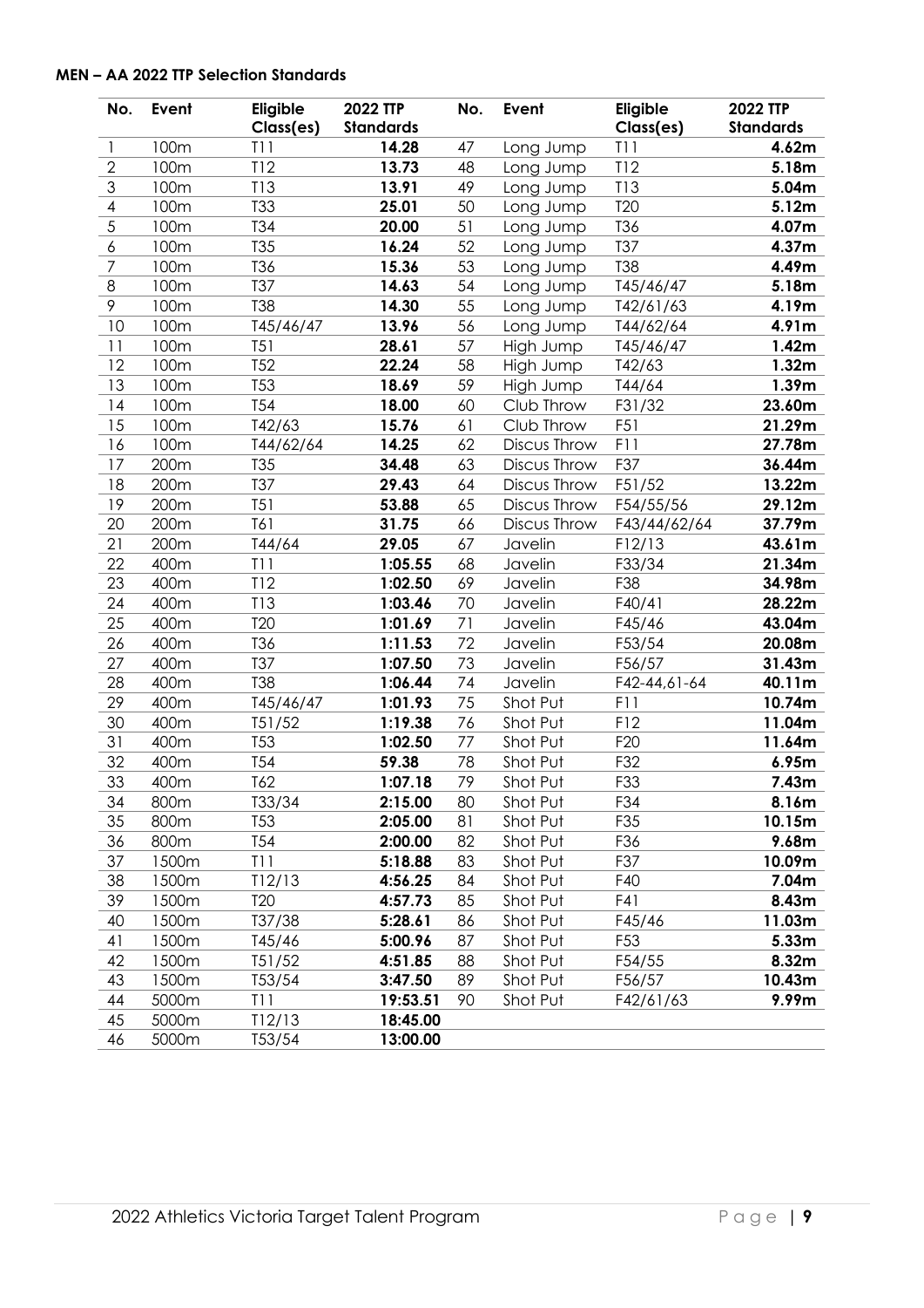**MEN – AA 2022 TTP Selection Standards**

| No. | Event | Eligible Class(es) | 2022 TTP Standards | No. | Event | Eligible Class(es) | 2022 TTP Standards |
|---|---|---|---|---|---|---|---|
| 1 | 100m | T11 | **14.28** | 47 | Long Jump | T11 | **4.62m** |
| 2 | 100m | T12 | **13.73** | 48 | Long Jump | T12 | **5.18m** |
| 3 | 100m | T13 | **13.91** | 49 | Long Jump | T13 | **5.04m** |
| 4 | 100m | T33 | **25.01** | 50 | Long Jump | T20 | **5.12m** |
| 5 | 100m | T34 | **20.00** | 51 | Long Jump | T36 | **4.07m** |
| 6 | 100m | T35 | **16.24** | 52 | Long Jump | T37 | **4.37m** |
| 7 | 100m | T36 | **15.36** | 53 | Long Jump | T38 | **4.49m** |
| 8 | 100m | T37 | **14.63** | 54 | Long Jump | T45/46/47 | **5.18m** |
| 9 | 100m | T38 | **14.30** | 55 | Long Jump | T42/61/63 | **4.19m** |
| 10 | 100m | T45/46/47 | **13.96** | 56 | Long Jump | T44/62/64 | **4.91m** |
| 11 | 100m | T51 | **28.61** | 57 | High Jump | T45/46/47 | **1.42m** |
| 12 | 100m | T52 | **22.24** | 58 | High Jump | T42/63 | **1.32m** |
| 13 | 100m | T53 | **18.69** | 59 | High Jump | T44/64 | **1.39m** |
| 14 | 100m | T54 | **18.00** | 60 | Club Throw | F31/32 | **23.60m** |
| 15 | 100m | T42/63 | **15.76** | 61 | Club Throw | F51 | **21.29m** |
| 16 | 100m | T44/62/64 | **14.25** | 62 | Discus Throw | F11 | **27.78m** |
| 17 | 200m | T35 | **34.48** | 63 | Discus Throw | F37 | **36.44m** |
| 18 | 200m | T37 | **29.43** | 64 | Discus Throw | F51/52 | **13.22m** |
| 19 | 200m | T51 | **53.88** | 65 | Discus Throw | F54/55/56 | **29.12m** |
| 20 | 200m | T61 | **31.75** | 66 | Discus Throw | F43/44/62/64 | **37.79m** |
| 21 | 200m | T44/64 | **29.05** | 67 | Javelin | F12/13 | **43.61m** |
| 22 | 400m | T11 | **1:05.55** | 68 | Javelin | F33/34 | **21.34m** |
| 23 | 400m | T12 | **1:02.50** | 69 | Javelin | F38 | **34.98m** |
| 24 | 400m | T13 | **1:03.46** | 70 | Javelin | F40/41 | **28.22m** |
| 25 | 400m | T20 | **1:01.69** | 71 | Javelin | F45/46 | **43.04m** |
| 26 | 400m | T36 | **1:11.53** | 72 | Javelin | F53/54 | **20.08m** |
| 27 | 400m | T37 | **1:07.50** | 73 | Javelin | F56/57 | **31.43m** |
| 28 | 400m | T38 | **1:06.44** | 74 | Javelin | F42-44,61-64 | **40.11m** |
| 29 | 400m | T45/46/47 | **1:01.93** | 75 | Shot Put | F11 | **10.74m** |
| 30 | 400m | T51/52 | **1:19.38** | 76 | Shot Put | F12 | **11.04m** |
| 31 | 400m | T53 | **1:02.50** | 77 | Shot Put | F20 | **11.64m** |
| 32 | 400m | T54 | **59.38** | 78 | Shot Put | F32 | **6.95m** |
| 33 | 400m | T62 | **1:07.18** | 79 | Shot Put | F33 | **7.43m** |
| 34 | 800m | T33/34 | **2:15.00** | 80 | Shot Put | F34 | **8.16m** |
| 35 | 800m | T53 | **2:05.00** | 81 | Shot Put | F35 | **10.15m** |
| 36 | 800m | T54 | **2:00.00** | 82 | Shot Put | F36 | **9.68m** |
| 37 | 1500m | T11 | **5:18.88** | 83 | Shot Put | F37 | **10.09m** |
| 38 | 1500m | T12/13 | **4:56.25** | 84 | Shot Put | F40 | **7.04m** |
| 39 | 1500m | T20 | **4:57.73** | 85 | Shot Put | F41 | **8.43m** |
| 40 | 1500m | T37/38 | **5:28.61** | 86 | Shot Put | F45/46 | **11.03m** |
| 41 | 1500m | T45/46 | **5:00.96** | 87 | Shot Put | F53 | **5.33m** |
| 42 | 1500m | T51/52 | **4:51.85** | 88 | Shot Put | F54/55 | **8.32m** |
| 43 | 1500m | T53/54 | **3:47.50** | 89 | Shot Put | F56/57 | **10.43m** |
| 44 | 5000m | T11 | **19:53.51** | 90 | Shot Put | F42/61/63 | **9.99m** |
| 45 | 5000m | T12/13 | **18:45.00** | | | | |
| 46 | 5000m | T53/54 | **13:00.00** | | | | |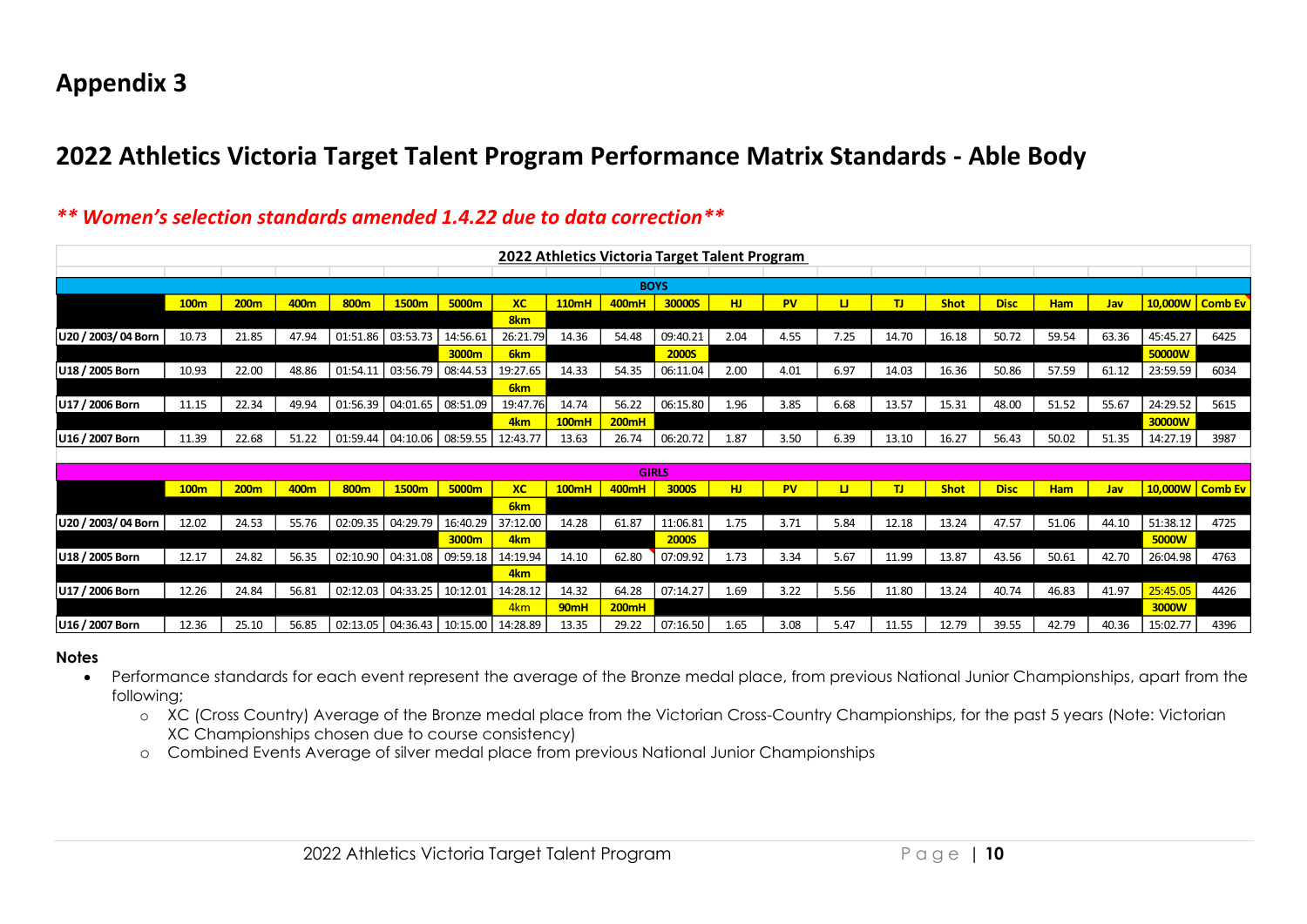# Appendix 3

## 2022 Athletics Victoria Target Talent Program Performance Matrix Standards - Able Body

### *\*\* Women's selection standards amended 1.4.22 due to data correction\*\**

**2022 Athletics Victoria Target Talent Program**

| BOYS | 100m | 200m | 400m | 800m | 1500m | 5000m | XC | 110mH | 400mH | 3000S | HJ | PV | LJ | TJ | Shot | Disc | Ham | Jav | 10,000W | Comb Ev |
|---|---|---|---|---|---|---|---|---|---|---|---|---|---|---|---|---|---|---|---|---|
| | | | | | | | 8km | | | | | | | | | | | | | |
| U20 / 2003/ 04 Born | 10.73 | 21.85 | 47.94 | 01:51.86 | 03:53.73 | 14:56.61 | 26:21.79 | 14.36 | 54.48 | 09:40.21 | 2.04 | 4.55 | 7.25 | 14.70 | 16.18 | 50.72 | 59.54 | 63.36 | 45:45.27 | 6425 |
| | | | | | | 3000m | 6km | | | 2000S | | | | | | | | | 50000W | |
| U18 / 2005 Born | 10.93 | 22.00 | 48.86 | 01:54.11 | 03:56.79 | 08:44.53 | 19:27.65 | 14.33 | 54.35 | 06:11.04 | 2.00 | 4.01 | 6.97 | 14.03 | 16.36 | 50.86 | 57.59 | 61.12 | 23:59.59 | 6034 |
| | | | | | | | 6km | | | | | | | | | | | | | |
| U17 / 2006 Born | 11.15 | 22.34 | 49.94 | 01:56.39 | 04:01.65 | 08:51.09 | 19:47.76 | 14.74 | 56.22 | 06:15.80 | 1.96 | 3.85 | 6.68 | 13.57 | 15.31 | 48.00 | 51.52 | 55.67 | 24:29.52 | 5615 |
| | | | | | | | 4km | 100mH | 200mH | | | | | | | | | | 30000W | |
| U16 / 2007 Born | 11.39 | 22.68 | 51.22 | 01:59.44 | 04:10.06 | 08:59.55 | 12:43.77 | 13.63 | 26.74 | 06:20.72 | 1.87 | 3.50 | 6.39 | 13.10 | 16.27 | 56.43 | 50.02 | 51.35 | 14:27.19 | 3987 |

| GIRLS | 100m | 200m | 400m | 800m | 1500m | 5000m | XC | 100mH | 400mH | 3000S | HJ | PV | LJ | TJ | Shot | Disc | Ham | Jav | 10,000W | Comb Ev |
|---|---|---|---|---|---|---|---|---|---|---|---|---|---|---|---|---|---|---|---|---|
| | | | | | | | 6km | | | | | | | | | | | | | |
| U20 / 2003/ 04 Born | 12.02 | 24.53 | 55.76 | 02:09.35 | 04:29.79 | 16:40.29 | 37:12.00 | 14.28 | 61.87 | 11:06.81 | 1.75 | 3.71 | 5.84 | 12.18 | 13.24 | 47.57 | 51.06 | 44.10 | 51:38.12 | 4725 |
| | | | | | | 3000m | 4km | | | 2000S | | | | | | | | | 5000W | |
| U18 / 2005 Born | 12.17 | 24.82 | 56.35 | 02:10.90 | 04:31.08 | 09:59.18 | 14:19.94 | 14.10 | 62.80 | 07:09.92 | 1.73 | 3.34 | 5.67 | 11.99 | 13.87 | 43.56 | 50.61 | 42.70 | 26:04.98 | 4763 |
| | | | | | | | 4km | | | | | | | | | | | | | |
| U17 / 2006 Born | 12.26 | 24.84 | 56.81 | 02:12.03 | 04:33.25 | 10:12.01 | 14:28.12 | 14.32 | 64.28 | 07:14.27 | 1.69 | 3.22 | 5.56 | 11.80 | 13.24 | 40.74 | 46.83 | 41.97 | 25:45.05 | 4426 |
| | | | | | | | 4km | 90mH | 200mH | | | | | | | | | | 3000W | |
| U16 / 2007 Born | 12.36 | 25.10 | 56.85 | 02:13.05 | 04:36.43 | 10:15.00 | 14:28.89 | 13.35 | 29.22 | 07:16.50 | 1.65 | 3.08 | 5.47 | 11.55 | 12.79 | 39.55 | 42.79 | 40.36 | 15:02.77 | 4396 |

**Notes**

- Performance standards for each event represent the average of the Bronze medal place, from previous National Junior Championships, apart from the following;
  - XC (Cross Country) Average of the Bronze medal place from the Victorian Cross-Country Championships, for the past 5 years (Note: Victorian XC Championships chosen due to course consistency)
  - Combined Events Average of silver medal place from previous National Junior Championships